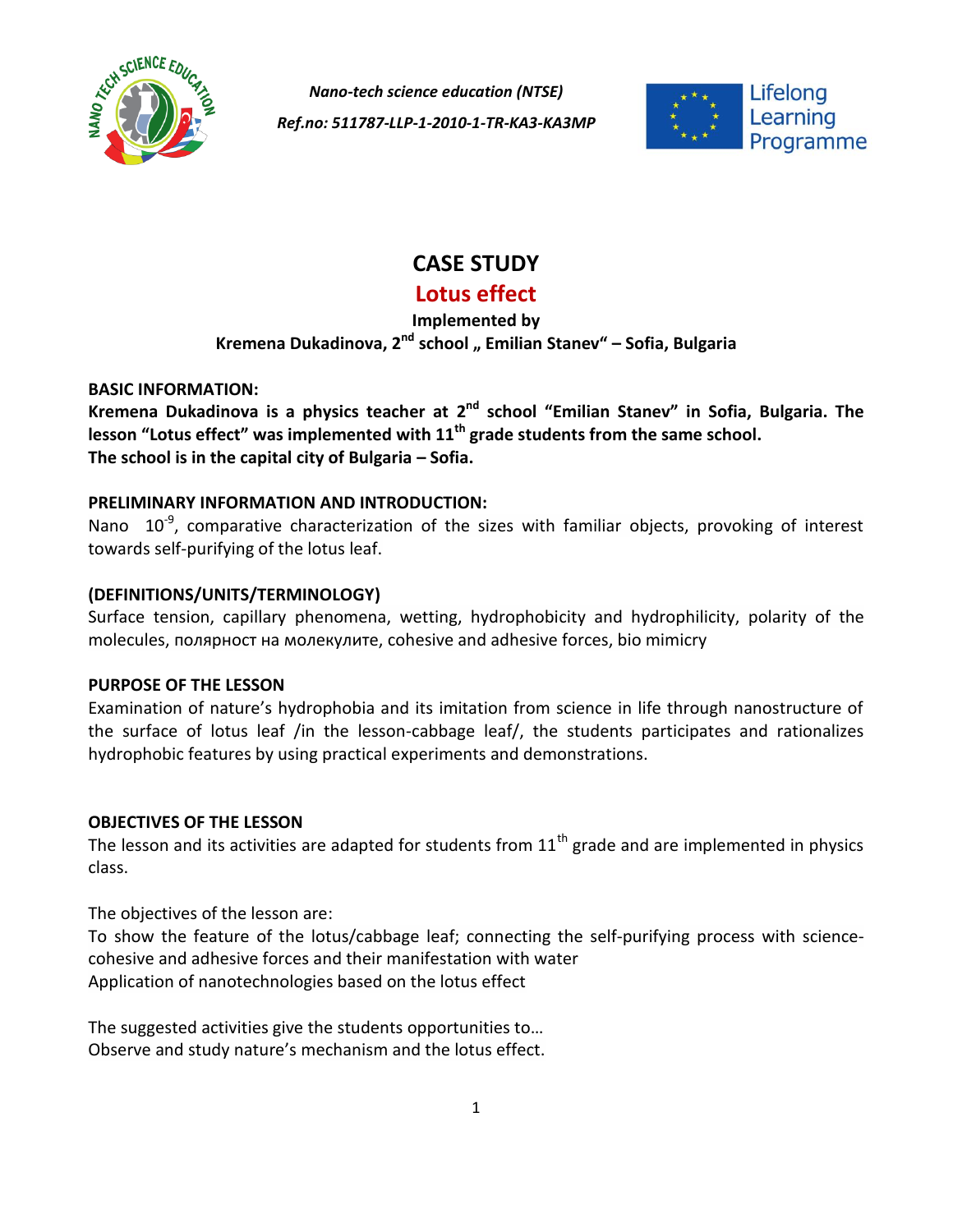*Nano-tech science education (NTSE)*

*Ref.no: 511787-LLP-1-2010-1-TR-KA3-KA3MP*

# CASE STUDY

## Lotus effect

**Implemented by**

**Kremena Dukadinova, 2nd school „ Emilian Stanev“ – Sofia, Bulgaria**

**BASIC INFORMATION:**

**Kremena Dukadinova is a physics teacher at 2nd school “Emilian Stanev” in Sofia, Bulgaria. The lesson “Lotus effect” was implemented with 11th grade students from the same school.**
**The school is in the capital city of Bulgaria – Sofia.**

**PRELIMINARY INFORMATION AND INTRODUCTION:**

Nano $10^{-9}$, comparative characterization of the sizes with familiar objects, provoking of interest towards self-purifying of the lotus leaf.

**(DEFINITIONS/UNITS/TERMINOLOGY)**

Surface tension, capillary phenomena, wetting, hydrophobicity and hydrophilicity, polarity of the molecules, полярност на молекулите, cohesive and adhesive forces, bio mimicry

**PURPOSE OF THE LESSON**

Examination of nature’s hydrophobia and its imitation from science in life through nanostructure of the surface of lotus leaf /in the lesson-cabbage leaf/, the students participates and rationalizes hydrophobic features by using practical experiments and demonstrations.

**OBJECTIVES OF THE LESSON**

The lesson and its activities are adapted for students from 11th grade and are implemented in physics class.

The objectives of the lesson are:
To show the feature of the lotus/cabbage leaf; connecting the self-purifying process with science-cohesive and adhesive forces and their manifestation with water
Application of nanotechnologies based on the lotus effect

The suggested activities give the students opportunities to…
Observe and study nature’s mechanism and the lotus effect.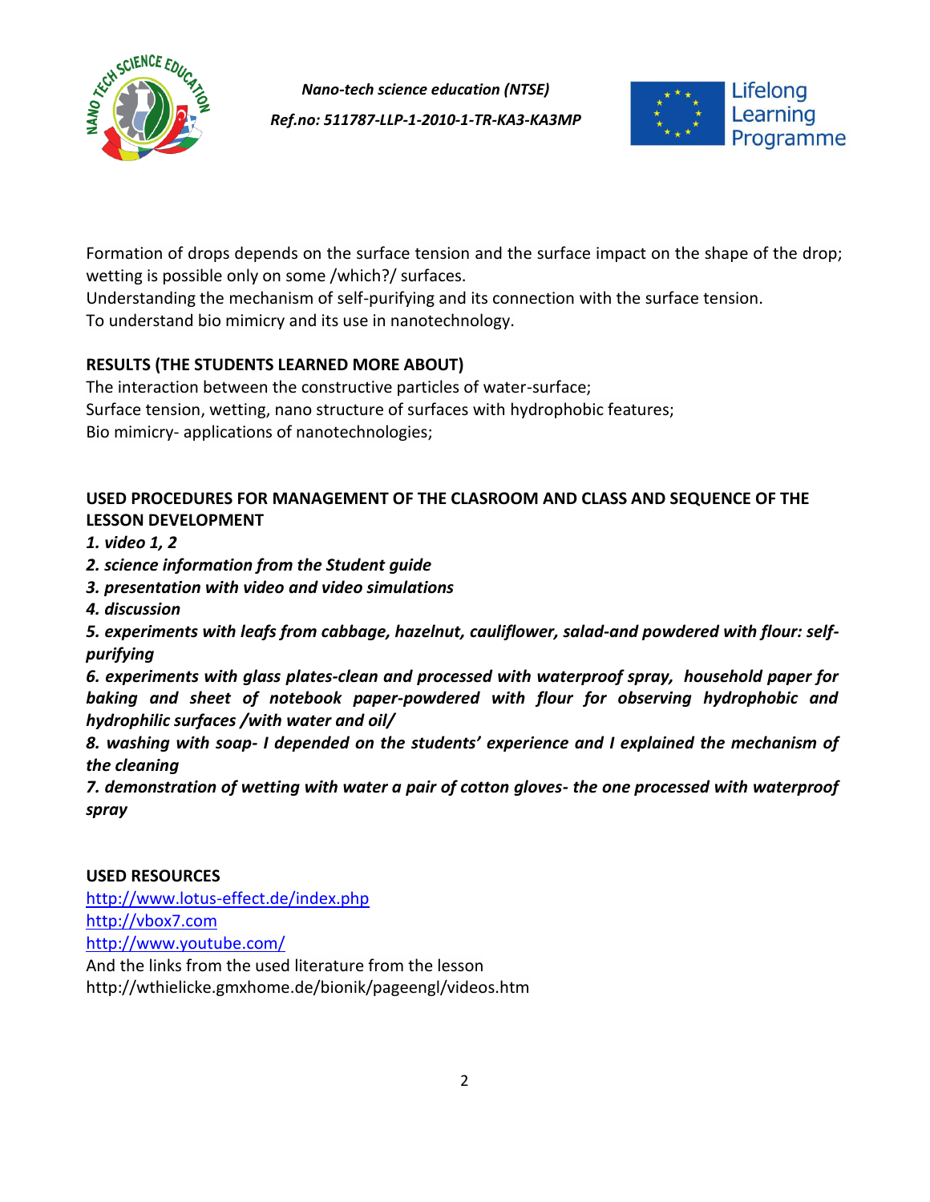Formation of drops depends on the surface tension and the surface impact on the shape of the drop; wetting is possible only on some /which?/ surfaces.
Understanding the mechanism of self-purifying and its connection with the surface tension.
To understand bio mimicry and its use in nanotechnology.

**RESULTS (THE STUDENTS LEARNED MORE ABOUT)**

The interaction between the constructive particles of water-surface;
Surface tension, wetting, nano structure of surfaces with hydrophobic features;
Bio mimicry- applications of nanotechnologies;

**USED PROCEDURES FOR MANAGEMENT OF THE CLASROOM AND CLASS AND SEQUENCE OF THE LESSON DEVELOPMENT**

***1. video 1, 2***
***2. science information from the Student guide***
***3. presentation with video and video simulations***
***4. discussion***
***5. experiments with leafs from cabbage, hazelnut, cauliflower, salad-and powdered with flour: self-purifying***
***6. experiments with glass plates-clean and processed with waterproof spray, household paper for baking and sheet of notebook paper-powdered with flour for observing hydrophobic and hydrophilic surfaces /with water and oil/***
***8. washing with soap- I depended on the students' experience and I explained the mechanism of the cleaning***
***7. demonstration of wetting with water a pair of cotton gloves- the one processed with waterproof spray***

**USED RESOURCES**

http://www.lotus-effect.de/index.php
http://vbox7.com
http://www.youtube.com/
And the links from the used literature from the lesson
http://wthielicke.gmxhome.de/bionik/pageengl/videos.htm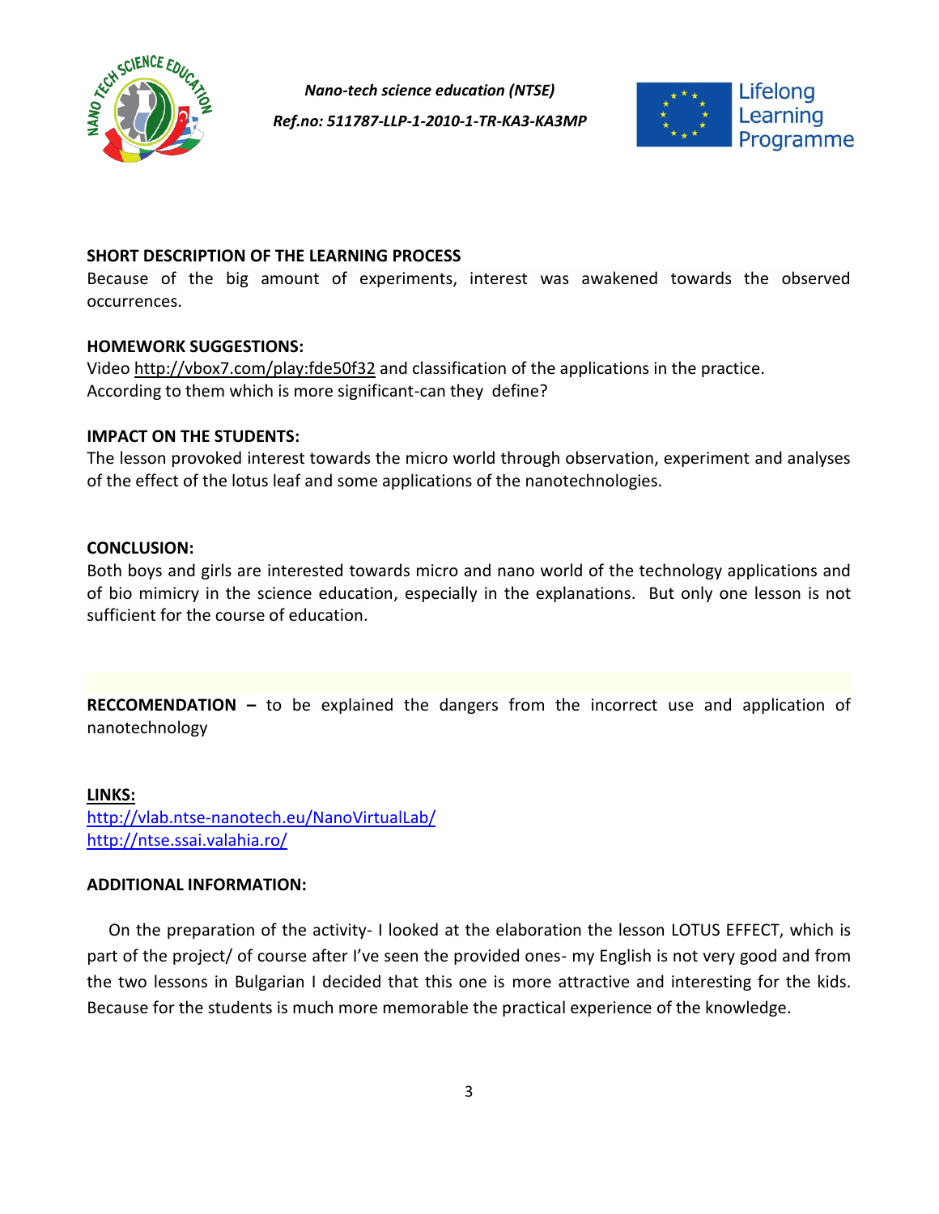**SHORT DESCRIPTION OF THE LEARNING PROCESS**

Because of the big amount of experiments, interest was awakened towards the observed occurrences.

**HOMEWORK SUGGESTIONS:**

Video http://vbox7.com/play:fde50f32 and classification of the applications in the practice. According to them which is more significant-can they define?

**IMPACT ON THE STUDENTS:**

The lesson provoked interest towards the micro world through observation, experiment and analyses of the effect of the lotus leaf and some applications of the nanotechnologies.

**CONCLUSION:**

Both boys and girls are interested towards micro and nano world of the technology applications and of bio mimicry in the science education, especially in the explanations. But only one lesson is not sufficient for the course of education.

**RECCOMENDATION –** to be explained the dangers from the incorrect use and application of nanotechnology

**LINKS:**

http://vlab.ntse-nanotech.eu/NanoVirtualLab/
http://ntse.ssai.valahia.ro/

**ADDITIONAL INFORMATION:**

On the preparation of the activity- I looked at the elaboration the lesson LOTUS EFFECT, which is part of the project/ of course after I've seen the provided ones- my English is not very good and from the two lessons in Bulgarian I decided that this one is more attractive and interesting for the kids. Because for the students is much more memorable the practical experience of the knowledge.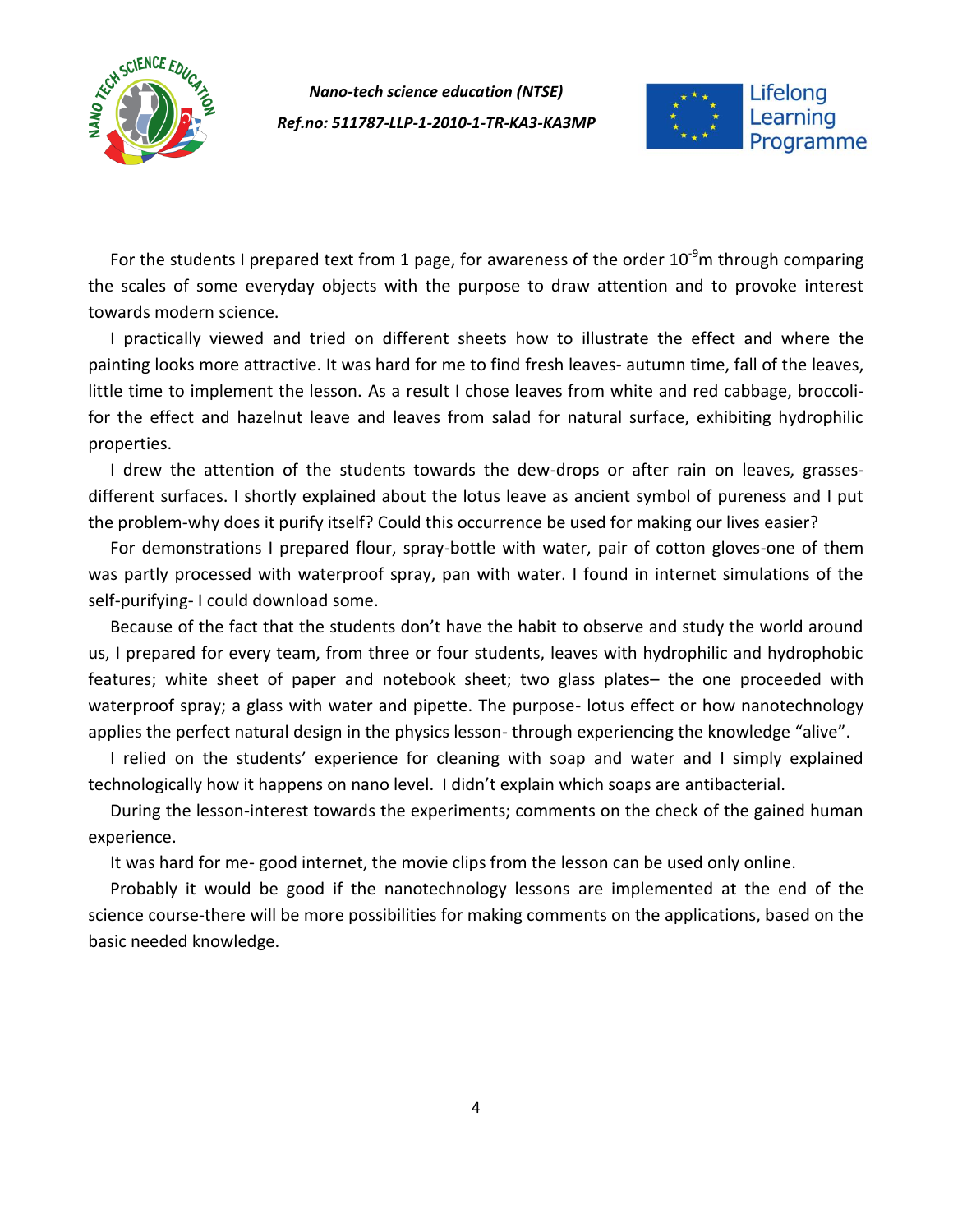For the students I prepared text from 1 page, for awareness of the order $10^{-9}$m through comparing the scales of some everyday objects with the purpose to draw attention and to provoke interest towards modern science.

I practically viewed and tried on different sheets how to illustrate the effect and where the painting looks more attractive. It was hard for me to find fresh leaves- autumn time, fall of the leaves, little time to implement the lesson. As a result I chose leaves from white and red cabbage, broccoli- for the effect and hazelnut leave and leaves from salad for natural surface, exhibiting hydrophilic properties.

I drew the attention of the students towards the dew-drops or after rain on leaves, grasses- different surfaces. I shortly explained about the lotus leave as ancient symbol of pureness and I put the problem-why does it purify itself? Could this occurrence be used for making our lives easier?

For demonstrations I prepared flour, spray-bottle with water, pair of cotton gloves-one of them was partly processed with waterproof spray, pan with water. I found in internet simulations of the self-purifying- I could download some.

Because of the fact that the students don't have the habit to observe and study the world around us, I prepared for every team, from three or four students, leaves with hydrophilic and hydrophobic features; white sheet of paper and notebook sheet; two glass plates– the one proceeded with waterproof spray; a glass with water and pipette. The purpose- lotus effect or how nanotechnology applies the perfect natural design in the physics lesson- through experiencing the knowledge "alive".

I relied on the students' experience for cleaning with soap and water and I simply explained technologically how it happens on nano level. I didn't explain which soaps are antibacterial.

During the lesson-interest towards the experiments; comments on the check of the gained human experience.

It was hard for me- good internet, the movie clips from the lesson can be used only online.

Probably it would be good if the nanotechnology lessons are implemented at the end of the science course-there will be more possibilities for making comments on the applications, based on the basic needed knowledge.